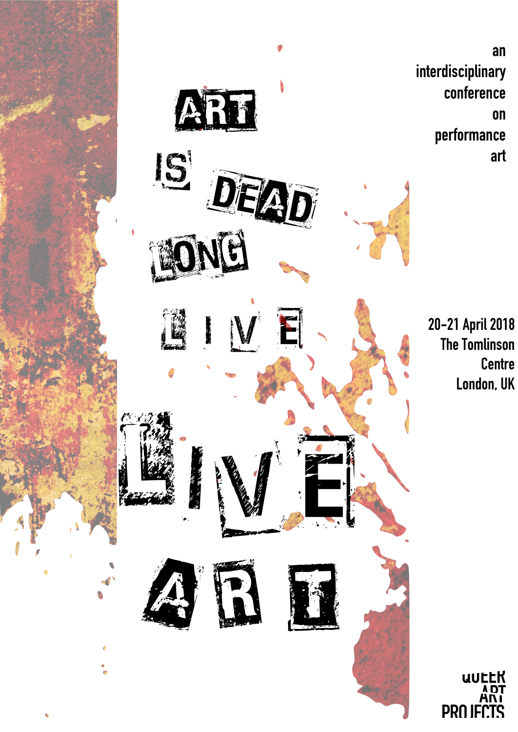# ART IS DEAD LONG LIVE LIVE ART

an interdisciplinary conference on performance art

20–21 April 2018
The Tomlinson Centre
London, UK

QUEER ART PROJECTS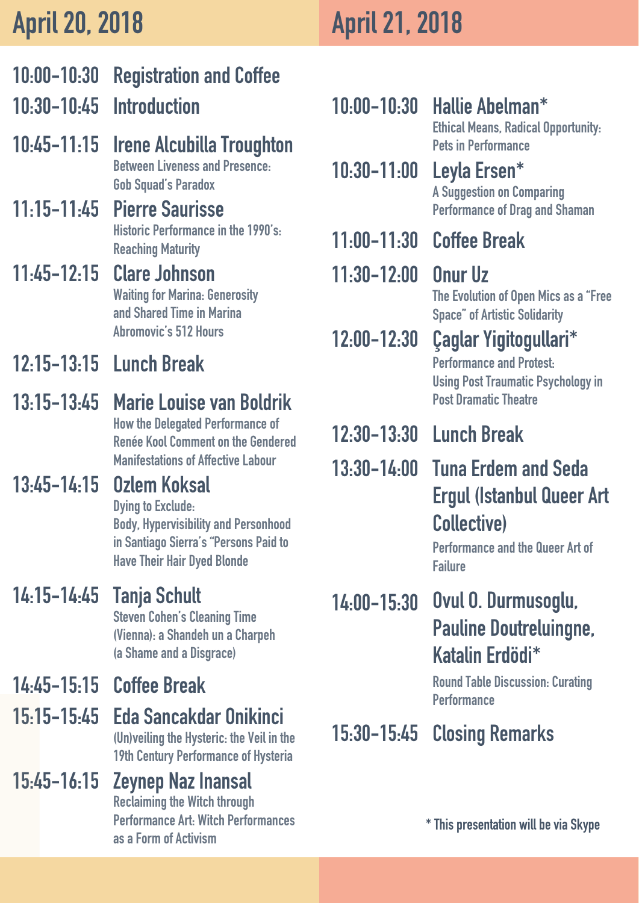## April 20, 2018

**10:00-10:30 Registration and Coffee**

**10:30-10:45 Introduction**

**10:45-11:15 Irene Alcubilla Troughton**
Between Liveness and Presence: Gob Squad's Paradox

**11:15-11:45 Pierre Saurisse**
Historic Performance in the 1990's: Reaching Maturity

**11:45-12:15 Clare Johnson**
Waiting for Marina: Generosity and Shared Time in Marina Abromovic's 512 Hours

**12:15-13:15 Lunch Break**

**13:15-13:45 Marie Louise van Boldrik**
How the Delegated Performance of Renée Kool Comment on the Gendered Manifestations of Affective Labour

**13:45-14:15 Ozlem Koksal**
Dying to Exclude: Body, Hypervisibility and Personhood in Santiago Sierra's "Persons Paid to Have Their Hair Dyed Blonde

**14:15-14:45 Tanja Schult**
Steven Cohen's Cleaning Time (Vienna): a Shandeh un a Charpeh (a Shame and a Disgrace)

**14:45-15:15 Coffee Break**

**15:15-15:45 Eda Sancakdar Onikinci**
(Un)veiling the Hysteric: the Veil in the 19th Century Performance of Hysteria

**15:45-16:15 Zeynep Naz Inansal**
Reclaiming the Witch through Performance Art: Witch Performances as a Form of Activism

## April 21, 2018

**10:00-10:30 Hallie Abelman***
Ethical Means, Radical Opportunity: Pets in Performance

**10:30-11:00 Leyla Ersen***
A Suggestion on Comparing Performance of Drag and Shaman

**11:00-11:30 Coffee Break**

**11:30-12:00 Onur Uz**
The Evolution of Open Mics as a "Free Space" of Artistic Solidarity

**12:00-12:30 Çaglar Yigitogullari***
Performance and Protest: Using Post Traumatic Psychology in Post Dramatic Theatre

**12:30-13:30 Lunch Break**

**13:30-14:00 Tuna Erdem and Seda Ergul (Istanbul Queer Art Collective)**
Performance and the Queer Art of Failure

**14:00-15:30 Ovul O. Durmusoglu, Pauline Doutreluingne, Katalin Erdödi***
Round Table Discussion: Curating Performance

**15:30-15:45 Closing Remarks**

* This presentation will be via Skype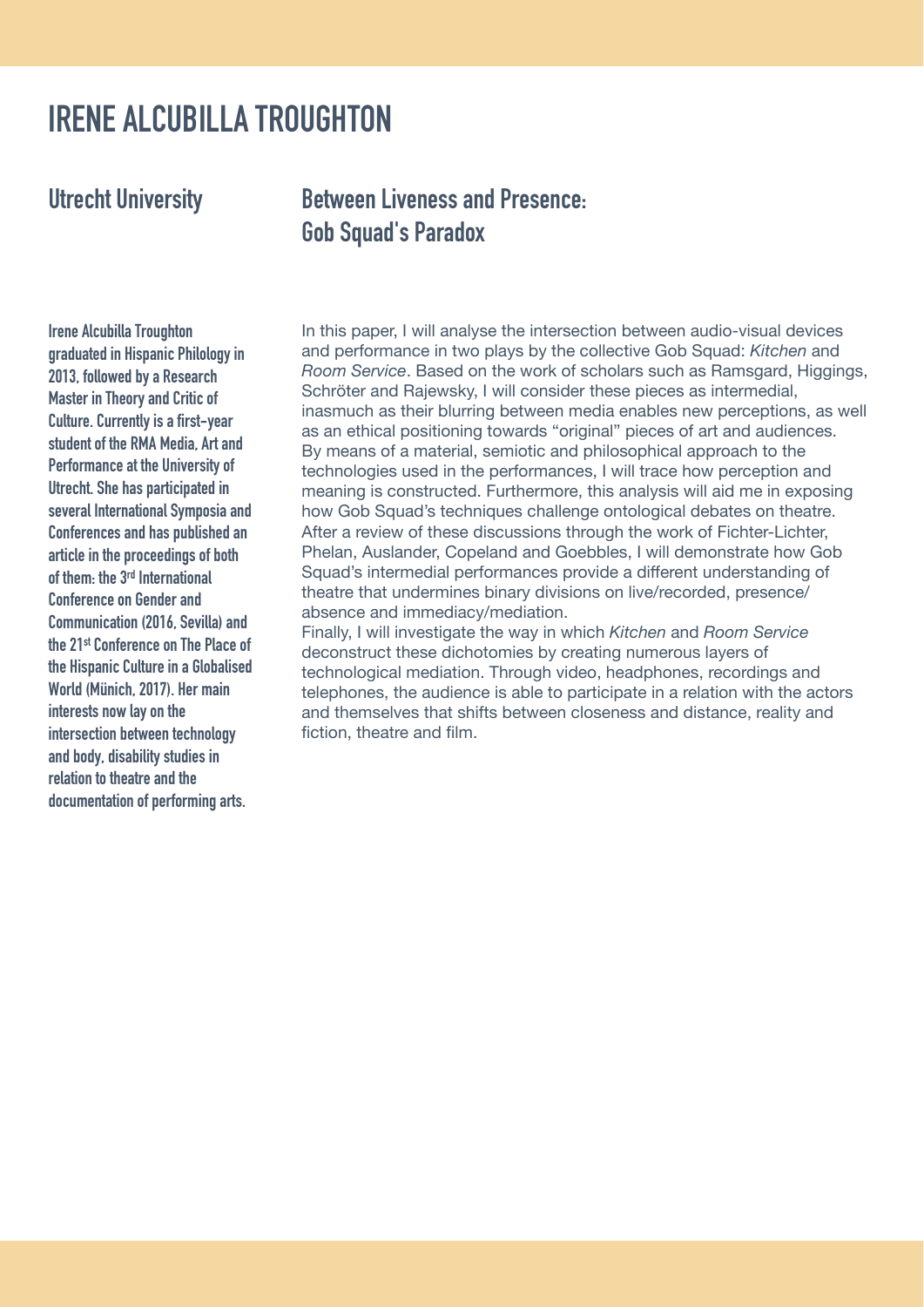# IRENE ALCUBILLA TROUGHTON

## Utrecht University

## Between Liveness and Presence: Gob Squad's Paradox

**Irene Alcubilla Troughton graduated in Hispanic Philology in 2013, followed by a Research Master in Theory and Critic of Culture. Currently is a first-year student of the RMA Media, Art and Performance at the University of Utrecht. She has participated in several International Symposia and Conferences and has published an article in the proceedings of both of them: the 3rd International Conference on Gender and Communication (2016, Sevilla) and the 21st Conference on The Place of the Hispanic Culture in a Globalised World (Münich, 2017). Her main interests now lay on the intersection between technology and body, disability studies in relation to theatre and the documentation of performing arts.**

In this paper, I will analyse the intersection between audio-visual devices and performance in two plays by the collective Gob Squad: *Kitchen* and *Room Service*. Based on the work of scholars such as Ramsgard, Higgings, Schröter and Rajewsky, I will consider these pieces as intermedial, inasmuch as their blurring between media enables new perceptions, as well as an ethical positioning towards "original" pieces of art and audiences. By means of a material, semiotic and philosophical approach to the technologies used in the performances, I will trace how perception and meaning is constructed. Furthermore, this analysis will aid me in exposing how Gob Squad's techniques challenge ontological debates on theatre. After a review of these discussions through the work of Fichter-Lichter, Phelan, Auslander, Copeland and Goebbles, I will demonstrate how Gob Squad's intermedial performances provide a different understanding of theatre that undermines binary divisions on live/recorded, presence/absence and immediacy/mediation.

Finally, I will investigate the way in which *Kitchen* and *Room Service* deconstruct these dichotomies by creating numerous layers of technological mediation. Through video, headphones, recordings and telephones, the audience is able to participate in a relation with the actors and themselves that shifts between closeness and distance, reality and fiction, theatre and film.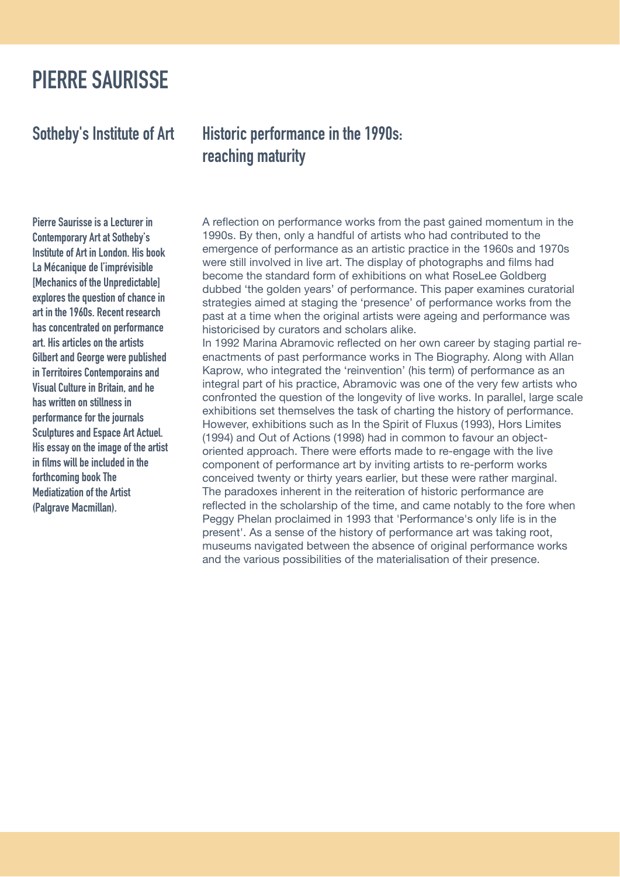# PIERRE SAURISSE

## Sotheby's Institute of Art

## Historic performance in the 1990s: reaching maturity

**Pierre Saurisse is a Lecturer in Contemporary Art at Sotheby's Institute of Art in London. His book La Mécanique de l'imprévisible [Mechanics of the Unpredictable] explores the question of chance in art in the 1960s. Recent research has concentrated on performance art. His articles on the artists Gilbert and George were published in Territoires Contemporains and Visual Culture in Britain, and he has written on stillness in performance for the journals Sculptures and Espace Art Actuel. His essay on the image of the artist in films will be included in the forthcoming book The Mediatization of the Artist (Palgrave Macmillan).**

A reflection on performance works from the past gained momentum in the 1990s. By then, only a handful of artists who had contributed to the emergence of performance as an artistic practice in the 1960s and 1970s were still involved in live art. The display of photographs and films had become the standard form of exhibitions on what RoseLee Goldberg dubbed 'the golden years' of performance. This paper examines curatorial strategies aimed at staging the 'presence' of performance works from the past at a time when the original artists were ageing and performance was historicised by curators and scholars alike.

In 1992 Marina Abramovic reflected on her own career by staging partial re-enactments of past performance works in The Biography. Along with Allan Kaprow, who integrated the 'reinvention' (his term) of performance as an integral part of his practice, Abramovic was one of the very few artists who confronted the question of the longevity of live works. In parallel, large scale exhibitions set themselves the task of charting the history of performance. However, exhibitions such as In the Spirit of Fluxus (1993), Hors Limites (1994) and Out of Actions (1998) had in common to favour an object-oriented approach. There were efforts made to re-engage with the live component of performance art by inviting artists to re-perform works conceived twenty or thirty years earlier, but these were rather marginal. The paradoxes inherent in the reiteration of historic performance are reflected in the scholarship of the time, and came notably to the fore when Peggy Phelan proclaimed in 1993 that 'Performance's only life is in the present'. As a sense of the history of performance art was taking root, museums navigated between the absence of original performance works and the various possibilities of the materialisation of their presence.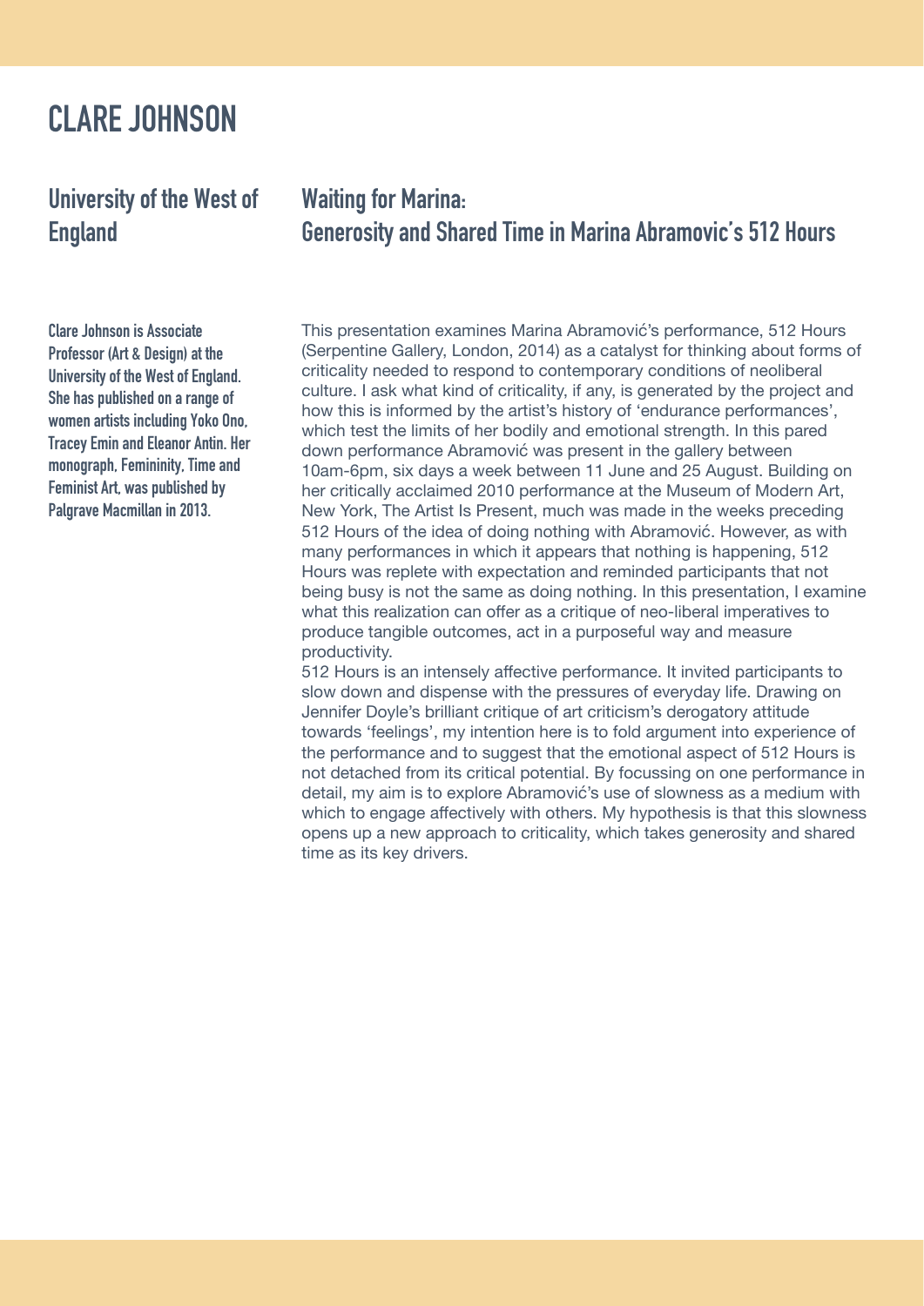# CLARE JOHNSON

## University of the West of England

## Waiting for Marina: Generosity and Shared Time in Marina Abramovic's 512 Hours

**Clare Johnson is Associate Professor (Art & Design) at the University of the West of England. She has published on a range of women artists including Yoko Ono, Tracey Emin and Eleanor Antin. Her monograph, Femininity, Time and Feminist Art, was published by Palgrave Macmillan in 2013.**

This presentation examines Marina Abramović's performance, 512 Hours (Serpentine Gallery, London, 2014) as a catalyst for thinking about forms of criticality needed to respond to contemporary conditions of neoliberal culture. I ask what kind of criticality, if any, is generated by the project and how this is informed by the artist's history of 'endurance performances', which test the limits of her bodily and emotional strength. In this pared down performance Abramović was present in the gallery between 10am-6pm, six days a week between 11 June and 25 August. Building on her critically acclaimed 2010 performance at the Museum of Modern Art, New York, The Artist Is Present, much was made in the weeks preceding 512 Hours of the idea of doing nothing with Abramović. However, as with many performances in which it appears that nothing is happening, 512 Hours was replete with expectation and reminded participants that not being busy is not the same as doing nothing. In this presentation, I examine what this realization can offer as a critique of neo-liberal imperatives to produce tangible outcomes, act in a purposeful way and measure productivity.

512 Hours is an intensely affective performance. It invited participants to slow down and dispense with the pressures of everyday life. Drawing on Jennifer Doyle's brilliant critique of art criticism's derogatory attitude towards 'feelings', my intention here is to fold argument into experience of the performance and to suggest that the emotional aspect of 512 Hours is not detached from its critical potential. By focussing on one performance in detail, my aim is to explore Abramović's use of slowness as a medium with which to engage affectively with others. My hypothesis is that this slowness opens up a new approach to criticality, which takes generosity and shared time as its key drivers.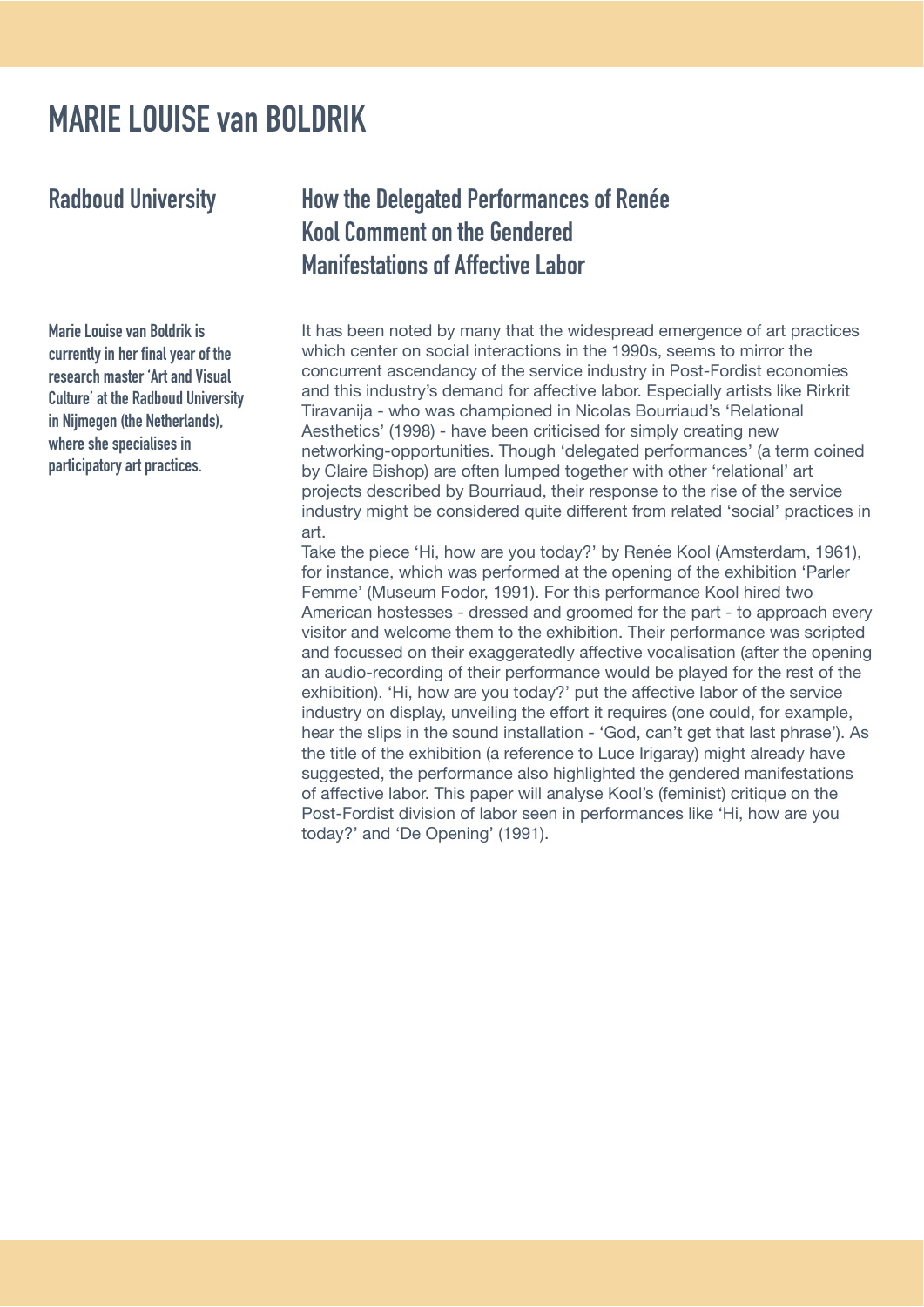# MARIE LOUISE van BOLDRIK

## Radboud University

## How the Delegated Performances of Renée Kool Comment on the Gendered Manifestations of Affective Labor

**Marie Louise van Boldrik is currently in her final year of the research master 'Art and Visual Culture' at the Radboud University in Nijmegen (the Netherlands), where she specialises in participatory art practices.**

It has been noted by many that the widespread emergence of art practices which center on social interactions in the 1990s, seems to mirror the concurrent ascendancy of the service industry in Post-Fordist economies and this industry's demand for affective labor. Especially artists like Rirkrit Tiravanija - who was championed in Nicolas Bourriaud's 'Relational Aesthetics' (1998) - have been criticised for simply creating new networking-opportunities. Though 'delegated performances' (a term coined by Claire Bishop) are often lumped together with other 'relational' art projects described by Bourriaud, their response to the rise of the service industry might be considered quite different from related 'social' practices in art.

Take the piece 'Hi, how are you today?' by Renée Kool (Amsterdam, 1961), for instance, which was performed at the opening of the exhibition 'Parler Femme' (Museum Fodor, 1991). For this performance Kool hired two American hostesses - dressed and groomed for the part - to approach every visitor and welcome them to the exhibition. Their performance was scripted and focussed on their exaggeratedly affective vocalisation (after the opening an audio-recording of their performance would be played for the rest of the exhibition). 'Hi, how are you today?' put the affective labor of the service industry on display, unveiling the effort it requires (one could, for example, hear the slips in the sound installation - 'God, can't get that last phrase'). As the title of the exhibition (a reference to Luce Irigaray) might already have suggested, the performance also highlighted the gendered manifestations of affective labor. This paper will analyse Kool's (feminist) critique on the Post-Fordist division of labor seen in performances like 'Hi, how are you today?' and 'De Opening' (1991).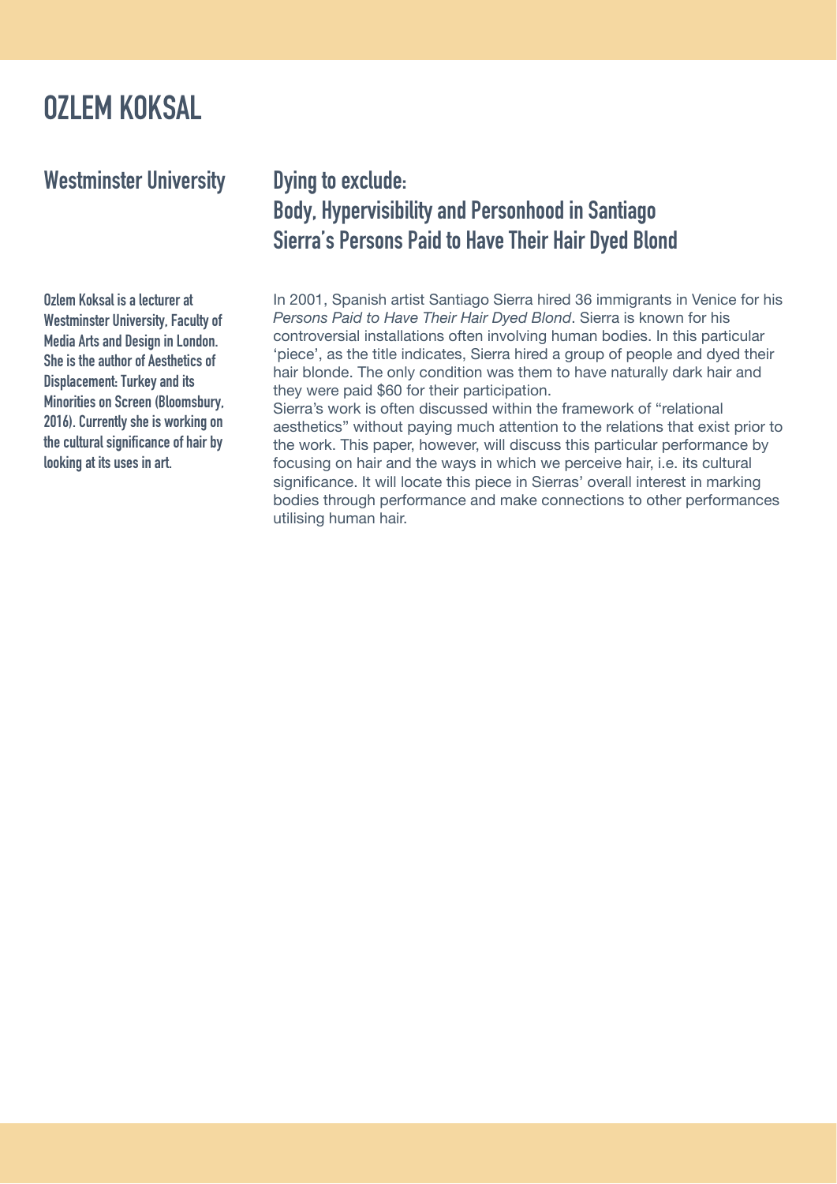# OZLEM KOKSAL

## Westminster University

**Ozlem Koksal is a lecturer at Westminster University, Faculty of Media Arts and Design in London. She is the author of Aesthetics of Displacement: Turkey and its Minorities on Screen (Bloomsbury, 2016). Currently she is working on the cultural significance of hair by looking at its uses in art.**

## Dying to exclude: Body, Hypervisibility and Personhood in Santiago Sierra's Persons Paid to Have Their Hair Dyed Blond

In 2001, Spanish artist Santiago Sierra hired 36 immigrants in Venice for his *Persons Paid to Have Their Hair Dyed Blond*. Sierra is known for his controversial installations often involving human bodies. In this particular 'piece', as the title indicates, Sierra hired a group of people and dyed their hair blonde. The only condition was them to have naturally dark hair and they were paid $60 for their participation.

Sierra's work is often discussed within the framework of "relational aesthetics" without paying much attention to the relations that exist prior to the work. This paper, however, will discuss this particular performance by focusing on hair and the ways in which we perceive hair, i.e. its cultural significance. It will locate this piece in Sierras' overall interest in marking bodies through performance and make connections to other performances utilising human hair.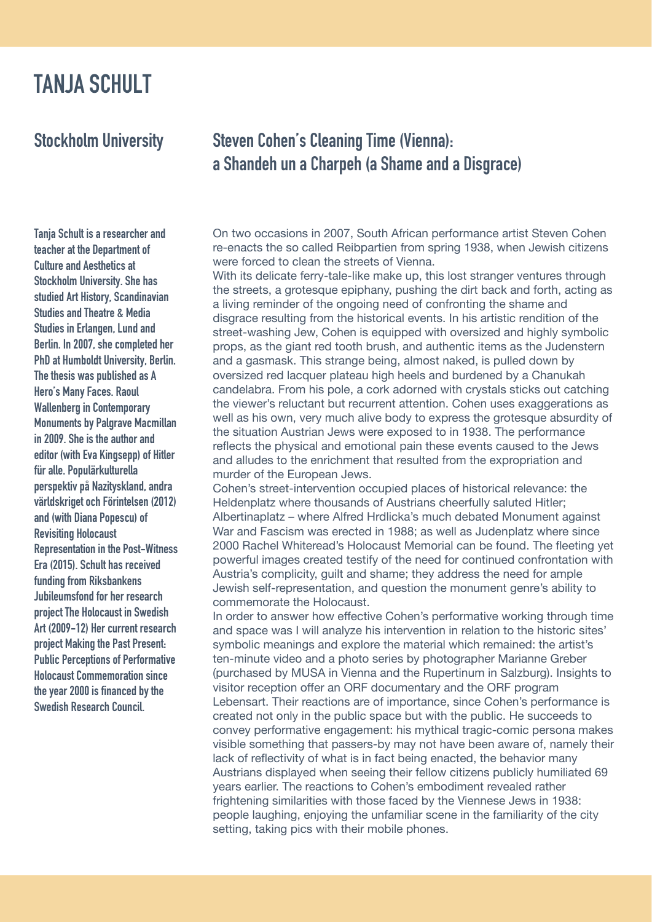# TANJA SCHULT

## Stockholm University

**Tanja Schult is a researcher and teacher at the Department of Culture and Aesthetics at Stockholm University. She has studied Art History, Scandinavian Studies and Theatre & Media Studies in Erlangen, Lund and Berlin. In 2007, she completed her PhD at Humboldt University, Berlin. The thesis was published as A Hero's Many Faces. Raoul Wallenberg in Contemporary Monuments by Palgrave Macmillan in 2009. She is the author and editor (with Eva Kingsepp) of Hitler für alle. Populärkulturella perspektiv på Nazityskland, andra världskriget och Förintelsen (2012) and (with Diana Popescu) of Revisiting Holocaust Representation in the Post-Witness Era (2015). Schult has received funding from Riksbankens Jubileumsfond for her research project The Holocaust in Swedish Art (2009-12) Her current research project Making the Past Present: Public Perceptions of Performative Holocaust Commemoration since the year 2000 is financed by the Swedish Research Council.**

## Steven Cohen's Cleaning Time (Vienna): a Shandeh un a Charpeh (a Shame and a Disgrace)

On two occasions in 2007, South African performance artist Steven Cohen re-enacts the so called Reibpartien from spring 1938, when Jewish citizens were forced to clean the streets of Vienna.
With its delicate ferry-tale-like make up, this lost stranger ventures through the streets, a grotesque epiphany, pushing the dirt back and forth, acting as a living reminder of the ongoing need of confronting the shame and disgrace resulting from the historical events. In his artistic rendition of the street-washing Jew, Cohen is equipped with oversized and highly symbolic props, as the giant red tooth brush, and authentic items as the Judenstern and a gasmask. This strange being, almost naked, is pulled down by oversized red lacquer plateau high heels and burdened by a Chanukah candelabra. From his pole, a cork adorned with crystals sticks out catching the viewer's reluctant but recurrent attention. Cohen uses exaggerations as well as his own, very much alive body to express the grotesque absurdity of the situation Austrian Jews were exposed to in 1938. The performance reflects the physical and emotional pain these events caused to the Jews and alludes to the enrichment that resulted from the expropriation and murder of the European Jews.
Cohen's street-intervention occupied places of historical relevance: the Heldenplatz where thousands of Austrians cheerfully saluted Hitler; Albertinaplatz – where Alfred Hrdlicka's much debated Monument against War and Fascism was erected in 1988; as well as Judenplatz where since 2000 Rachel Whiteread's Holocaust Memorial can be found. The fleeting yet powerful images created testify of the need for continued confrontation with Austria's complicity, guilt and shame; they address the need for ample Jewish self-representation, and question the monument genre's ability to commemorate the Holocaust.
In order to answer how effective Cohen's performative working through time and space was I will analyze his intervention in relation to the historic sites' symbolic meanings and explore the material which remained: the artist's ten-minute video and a photo series by photographer Marianne Greber (purchased by MUSA in Vienna and the Rupertinum in Salzburg). Insights to visitor reception offer an ORF documentary and the ORF program Lebensart. Their reactions are of importance, since Cohen's performance is created not only in the public space but with the public. He succeeds to convey performative engagement: his mythical tragic-comic persona makes visible something that passers-by may not have been aware of, namely their lack of reflectivity of what is in fact being enacted, the behavior many Austrians displayed when seeing their fellow citizens publicly humiliated 69 years earlier. The reactions to Cohen's embodiment revealed rather frightening similarities with those faced by the Viennese Jews in 1938: people laughing, enjoying the unfamiliar scene in the familiarity of the city setting, taking pics with their mobile phones.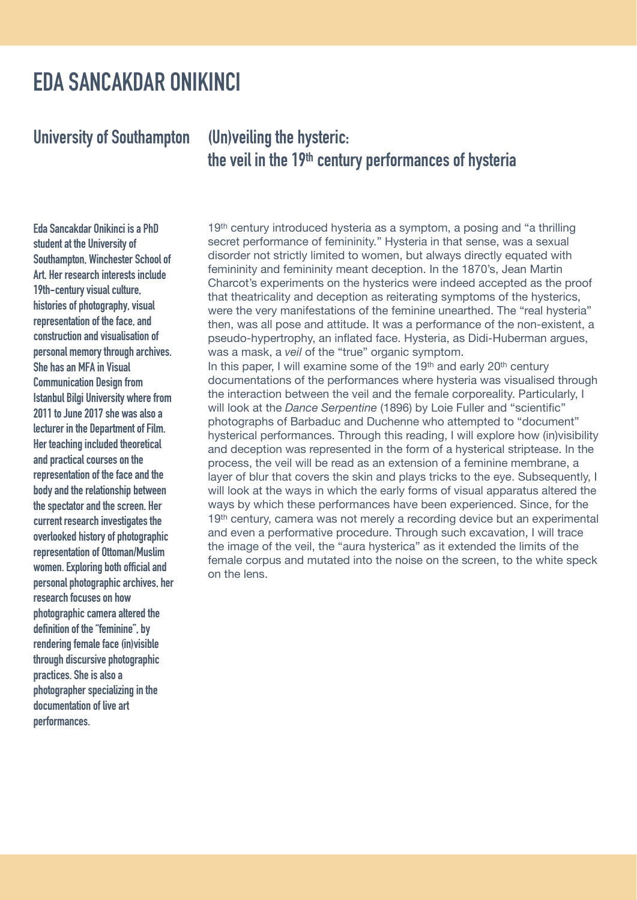# EDA SANCAKDAR ONIKINCI

## University of Southampton

## (Un)veiling the hysteric: the veil in the 19th century performances of hysteria

**Eda Sancakdar Onikinci is a PhD student at the University of Southampton, Winchester School of Art. Her research interests include 19th-century visual culture, histories of photography, visual representation of the face, and construction and visualisation of personal memory through archives. She has an MFA in Visual Communication Design from Istanbul Bilgi University where from 2011 to June 2017 she was also a lecturer in the Department of Film. Her teaching included theoretical and practical courses on the representation of the face and the body and the relationship between the spectator and the screen. Her current research investigates the overlooked history of photographic representation of Ottoman/Muslim women. Exploring both official and personal photographic archives, her research focuses on how photographic camera altered the definition of the "feminine", by rendering female face (in)visible through discursive photographic practices. She is also a photographer specializing in the documentation of live art performances.**

19th century introduced hysteria as a symptom, a posing and "a thrilling secret performance of femininity." Hysteria in that sense, was a sexual disorder not strictly limited to women, but always directly equated with femininity and femininity meant deception. In the 1870's, Jean Martin Charcot's experiments on the hysterics were indeed accepted as the proof that theatricality and deception as reiterating symptoms of the hysterics, were the very manifestations of the feminine unearthed. The "real hysteria" then, was all pose and attitude. It was a performance of the non-existent, a pseudo-hypertrophy, an inflated face. Hysteria, as Didi-Huberman argues, was a mask, a *veil* of the "true" organic symptom.

In this paper, I will examine some of the 19th and early 20th century documentations of the performances where hysteria was visualised through the interaction between the veil and the female corporeality. Particularly, I will look at the *Dance Serpentine* (1896) by Loie Fuller and "scientific" photographs of Barbaduc and Duchenne who attempted to "document" hysterical performances. Through this reading, I will explore how (in)visibility and deception was represented in the form of a hysterical striptease. In the process, the veil will be read as an extension of a feminine membrane, a layer of blur that covers the skin and plays tricks to the eye. Subsequently, I will look at the ways in which the early forms of visual apparatus altered the ways by which these performances have been experienced. Since, for the 19th century, camera was not merely a recording device but an experimental and even a performative procedure. Through such excavation, I will trace the image of the veil, the "aura hysterica" as it extended the limits of the female corpus and mutated into the noise on the screen, to the white speck on the lens.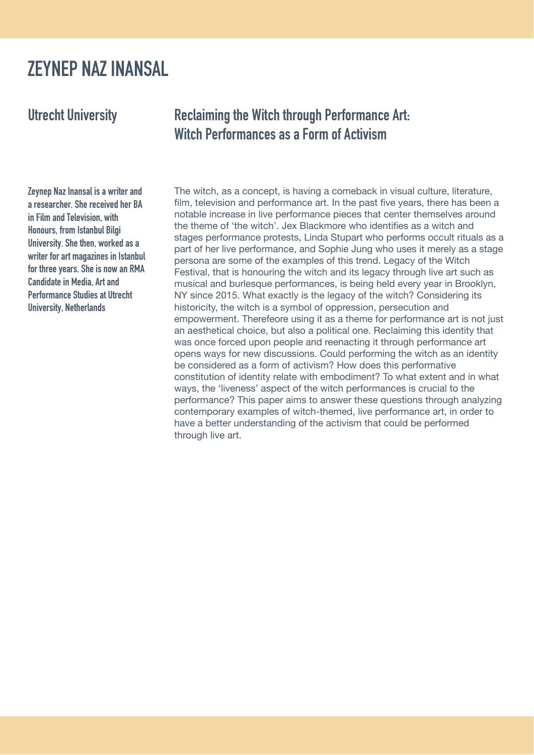# ZEYNEP NAZ INANSAL

## Utrecht University

## Reclaiming the Witch through Performance Art: Witch Performances as a Form of Activism

**Zeynep Naz Inansal is a writer and a researcher. She received her BA in Film and Television, with Honours, from Istanbul Bilgi University. She then, worked as a writer for art magazines in Istanbul for three years. She is now an RMA Candidate in Media, Art and Performance Studies at Utrecht University, Netherlands**

The witch, as a concept, is having a comeback in visual culture, literature, film, television and performance art. In the past five years, there has been a notable increase in live performance pieces that center themselves around the theme of 'the witch'. Jex Blackmore who identifies as a witch and stages performance protests, Linda Stupart who performs occult rituals as a part of her live performance, and Sophie Jung who uses it merely as a stage persona are some of the examples of this trend. Legacy of the Witch Festival, that is honouring the witch and its legacy through live art such as musical and burlesque performances, is being held every year in Brooklyn, NY since 2015. What exactly is the legacy of the witch? Considering its historicity, the witch is a symbol of oppression, persecution and empowerment. Therefeore using it as a theme for performance art is not just an aesthetical choice, but also a political one. Reclaiming this identity that was once forced upon people and reenacting it through performance art opens ways for new discussions. Could performing the witch as an identity be considered as a form of activism? How does this performative constitution of identity relate with embodiment? To what extent and in what ways, the 'liveness' aspect of the witch performances is crucial to the performance? This paper aims to answer these questions through analyzing contemporary examples of witch-themed, live performance art, in order to have a better understanding of the activism that could be performed through live art.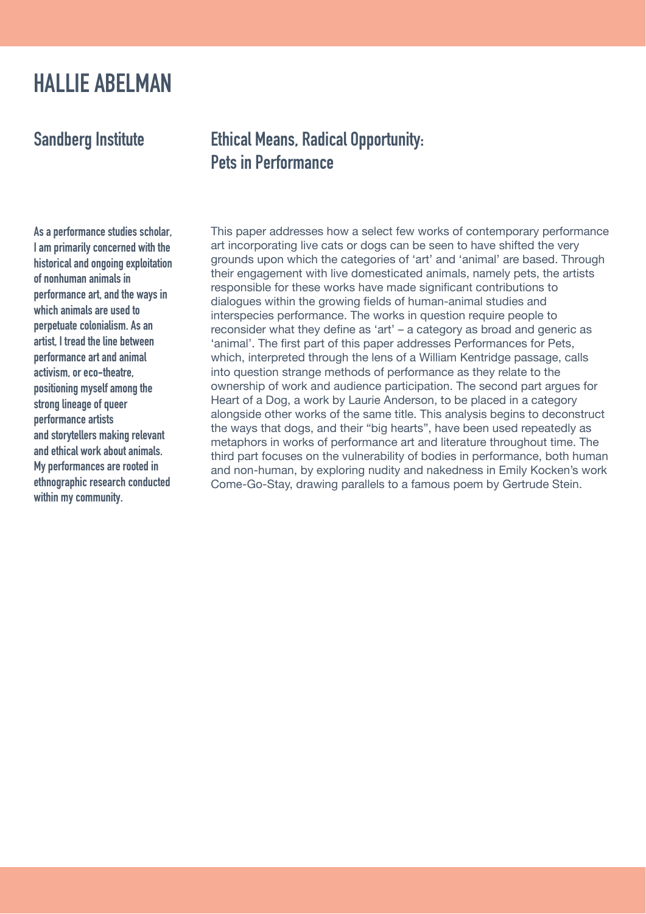# HALLIE ABELMAN

## Sandberg Institute

## Ethical Means, Radical Opportunity: Pets in Performance

**As a performance studies scholar, I am primarily concerned with the historical and ongoing exploitation of nonhuman animals in performance art, and the ways in which animals are used to perpetuate colonialism. As an artist, I tread the line between performance art and animal activism, or eco-theatre, positioning myself among the strong lineage of queer performance artists and storytellers making relevant and ethical work about animals. My performances are rooted in ethnographic research conducted within my community.**

This paper addresses how a select few works of contemporary performance art incorporating live cats or dogs can be seen to have shifted the very grounds upon which the categories of 'art' and 'animal' are based. Through their engagement with live domesticated animals, namely pets, the artists responsible for these works have made significant contributions to dialogues within the growing fields of human-animal studies and interspecies performance. The works in question require people to reconsider what they define as 'art' – a category as broad and generic as 'animal'. The first part of this paper addresses Performances for Pets, which, interpreted through the lens of a William Kentridge passage, calls into question strange methods of performance as they relate to the ownership of work and audience participation. The second part argues for Heart of a Dog, a work by Laurie Anderson, to be placed in a category alongside other works of the same title. This analysis begins to deconstruct the ways that dogs, and their "big hearts", have been used repeatedly as metaphors in works of performance art and literature throughout time. The third part focuses on the vulnerability of bodies in performance, both human and non-human, by exploring nudity and nakedness in Emily Kocken's work Come-Go-Stay, drawing parallels to a famous poem by Gertrude Stein.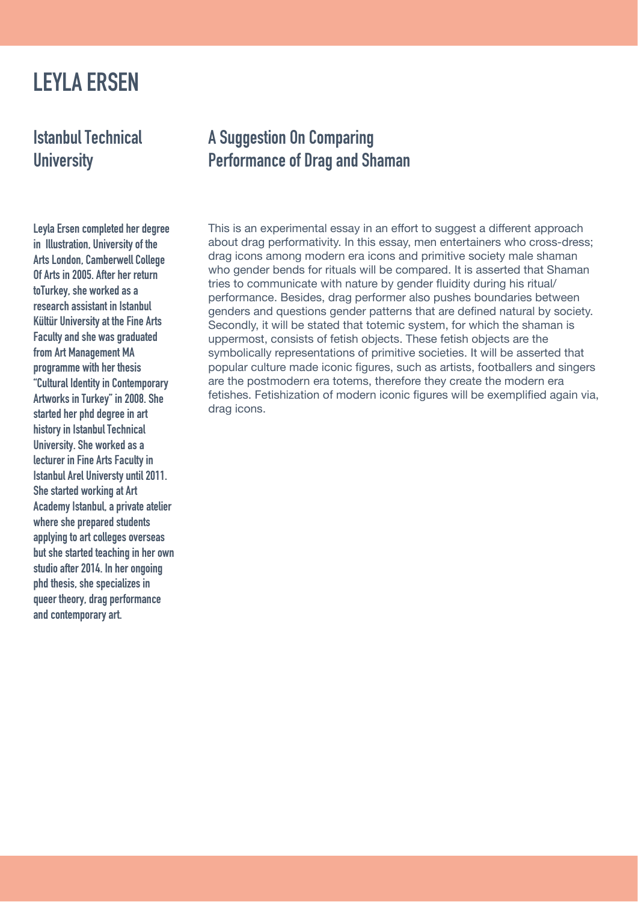# LEYLA ERSEN

## Istanbul Technical University

## A Suggestion On Comparing Performance of Drag and Shaman

**Leyla Ersen completed her degree in Illustration, University of the Arts London, Camberwell College Of Arts in 2005. After her return toTurkey, she worked as a research assistant in Istanbul Kültür University at the Fine Arts Faculty and she was graduated from Art Management MA programme with her thesis "Cultural Identity in Contemporary Artworks in Turkey" in 2008. She started her phd degree in art history in Istanbul Technical University. She worked as a lecturer in Fine Arts Faculty in Istanbul Arel Universty until 2011. She started working at Art Academy Istanbul, a private atelier where she prepared students applying to art colleges overseas but she started teaching in her own studio after 2014. In her ongoing phd thesis, she specializes in queer theory, drag performance and contemporary art.**

This is an experimental essay in an effort to suggest a different approach about drag performativity. In this essay, men entertainers who cross-dress; drag icons among modern era icons and primitive society male shaman who gender bends for rituals will be compared. It is asserted that Shaman tries to communicate with nature by gender fluidity during his ritual/ performance. Besides, drag performer also pushes boundaries between genders and questions gender patterns that are defined natural by society. Secondly, it will be stated that totemic system, for which the shaman is uppermost, consists of fetish objects. These fetish objects are the symbolically representations of primitive societies. It will be asserted that popular culture made iconic figures, such as artists, footballers and singers are the postmodern era totems, therefore they create the modern era fetishes. Fetishization of modern iconic figures will be exemplified again via, drag icons.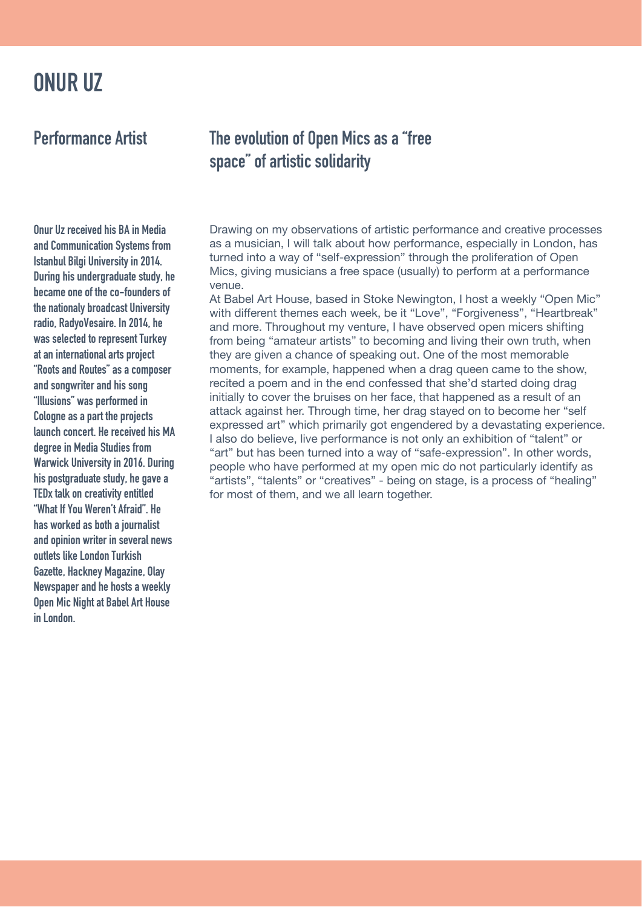# ONUR UZ

## Performance Artist

Onur Uz received his BA in Media and Communication Systems from Istanbul Bilgi University in 2014. During his undergraduate study, he became one of the co-founders of the nationaly broadcast University radio, RadyoVesaire. In 2014, he was selected to represent Turkey at an international arts project "Roots and Routes" as a composer and songwriter and his song "Illusions" was performed in Cologne as a part the projects launch concert. He received his MA degree in Media Studies from Warwick University in 2016. During his postgraduate study, he gave a TEDx talk on creativity entitled "What If You Weren't Afraid". He has worked as both a journalist and opinion writer in several news outlets like London Turkish Gazette, Hackney Magazine, Olay Newspaper and he hosts a weekly Open Mic Night at Babel Art House in London.

## The evolution of Open Mics as a "free space" of artistic solidarity

Drawing on my observations of artistic performance and creative processes as a musician, I will talk about how performance, especially in London, has turned into a way of "self-expression" through the proliferation of Open Mics, giving musicians a free space (usually) to perform at a performance venue.

At Babel Art House, based in Stoke Newington, I host a weekly "Open Mic" with different themes each week, be it "Love", "Forgiveness", "Heartbreak" and more. Throughout my venture, I have observed open micers shifting from being "amateur artists" to becoming and living their own truth, when they are given a chance of speaking out. One of the most memorable moments, for example, happened when a drag queen came to the show, recited a poem and in the end confessed that she'd started doing drag initially to cover the bruises on her face, that happened as a result of an attack against her. Through time, her drag stayed on to become her "self expressed art" which primarily got engendered by a devastating experience. I also do believe, live performance is not only an exhibition of "talent" or "art" but has been turned into a way of "safe-expression". In other words, people who have performed at my open mic do not particularly identify as "artists", "talents" or "creatives" - being on stage, is a process of "healing" for most of them, and we all learn together.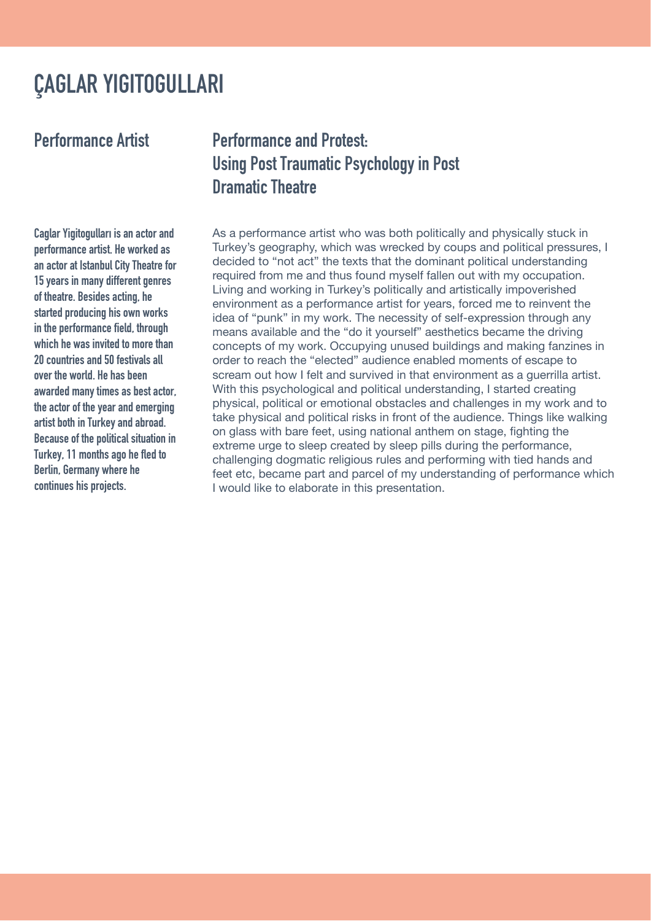# ÇAGLAR YIGITOGULLARI

## Performance Artist

**Caglar Yigitogulları is an actor and performance artist. He worked as an actor at Istanbul City Theatre for 15 years in many different genres of theatre. Besides acting, he started producing his own works in the performance field, through which he was invited to more than 20 countries and 50 festivals all over the world. He has been awarded many times as best actor, the actor of the year and emerging artist both in Turkey and abroad. Because of the political situation in Turkey, 11 months ago he fled to Berlin, Germany where he continues his projects.**

## Performance and Protest: Using Post Traumatic Psychology in Post Dramatic Theatre

As a performance artist who was both politically and physically stuck in Turkey's geography, which was wrecked by coups and political pressures, I decided to "not act" the texts that the dominant political understanding required from me and thus found myself fallen out with my occupation. Living and working in Turkey's politically and artistically impoverished environment as a performance artist for years, forced me to reinvent the idea of "punk" in my work. The necessity of self-expression through any means available and the "do it yourself" aesthetics became the driving concepts of my work. Occupying unused buildings and making fanzines in order to reach the "elected" audience enabled moments of escape to scream out how I felt and survived in that environment as a guerrilla artist. With this psychological and political understanding, I started creating physical, political or emotional obstacles and challenges in my work and to take physical and political risks in front of the audience. Things like walking on glass with bare feet, using national anthem on stage, fighting the extreme urge to sleep created by sleep pills during the performance, challenging dogmatic religious rules and performing with tied hands and feet etc, became part and parcel of my understanding of performance which I would like to elaborate in this presentation.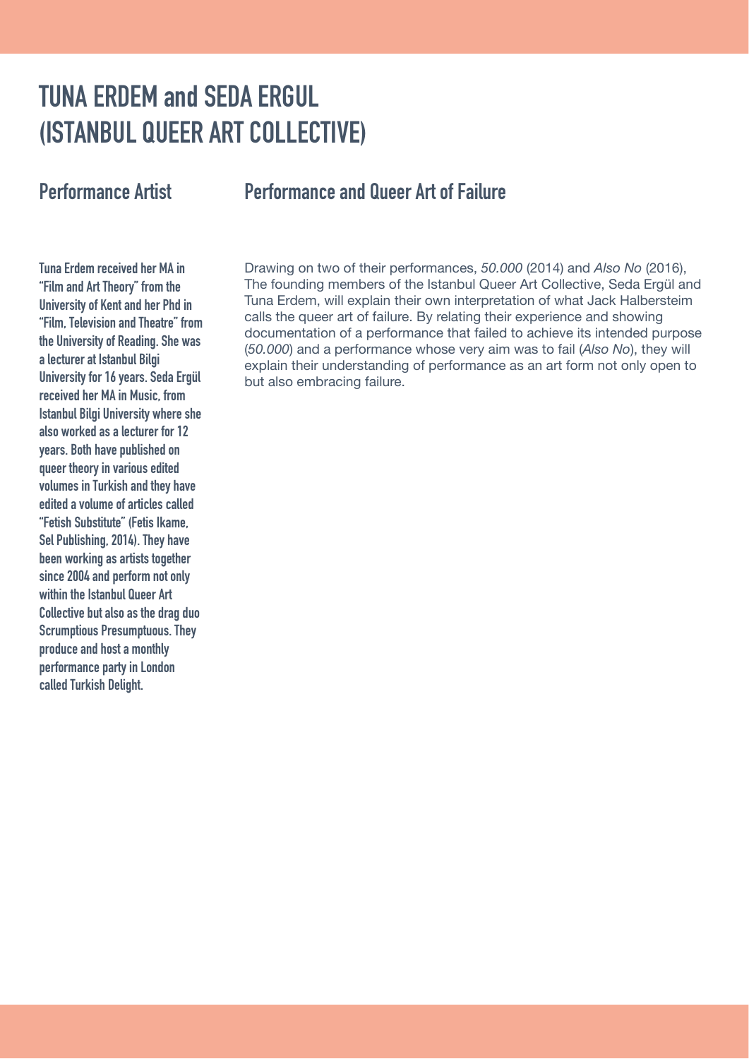# TUNA ERDEM and SEDA ERGUL (ISTANBUL QUEER ART COLLECTIVE)

## Performance Artist

**Tuna Erdem received her MA in "Film and Art Theory" from the University of Kent and her Phd in "Film, Television and Theatre" from the University of Reading. She was a lecturer at Istanbul Bilgi University for 16 years. Seda Ergül received her MA in Music, from Istanbul Bilgi University where she also worked as a lecturer for 12 years. Both have published on queer theory in various edited volumes in Turkish and they have edited a volume of articles called "Fetish Substitute" (Fetis Ikame, Sel Publishing, 2014). They have been working as artists together since 2004 and perform not only within the Istanbul Queer Art Collective but also as the drag duo Scrumptious Presumptuous. They produce and host a monthly performance party in London called Turkish Delight.**

## Performance and Queer Art of Failure

Drawing on two of their performances, *50.000* (2014) and *Also No* (2016), The founding members of the Istanbul Queer Art Collective, Seda Ergül and Tuna Erdem, will explain their own interpretation of what Jack Halbersteim calls the queer art of failure. By relating their experience and showing documentation of a performance that failed to achieve its intended purpose (*50.000*) and a performance whose very aim was to fail (*Also No*), they will explain their understanding of performance as an art form not only open to but also embracing failure.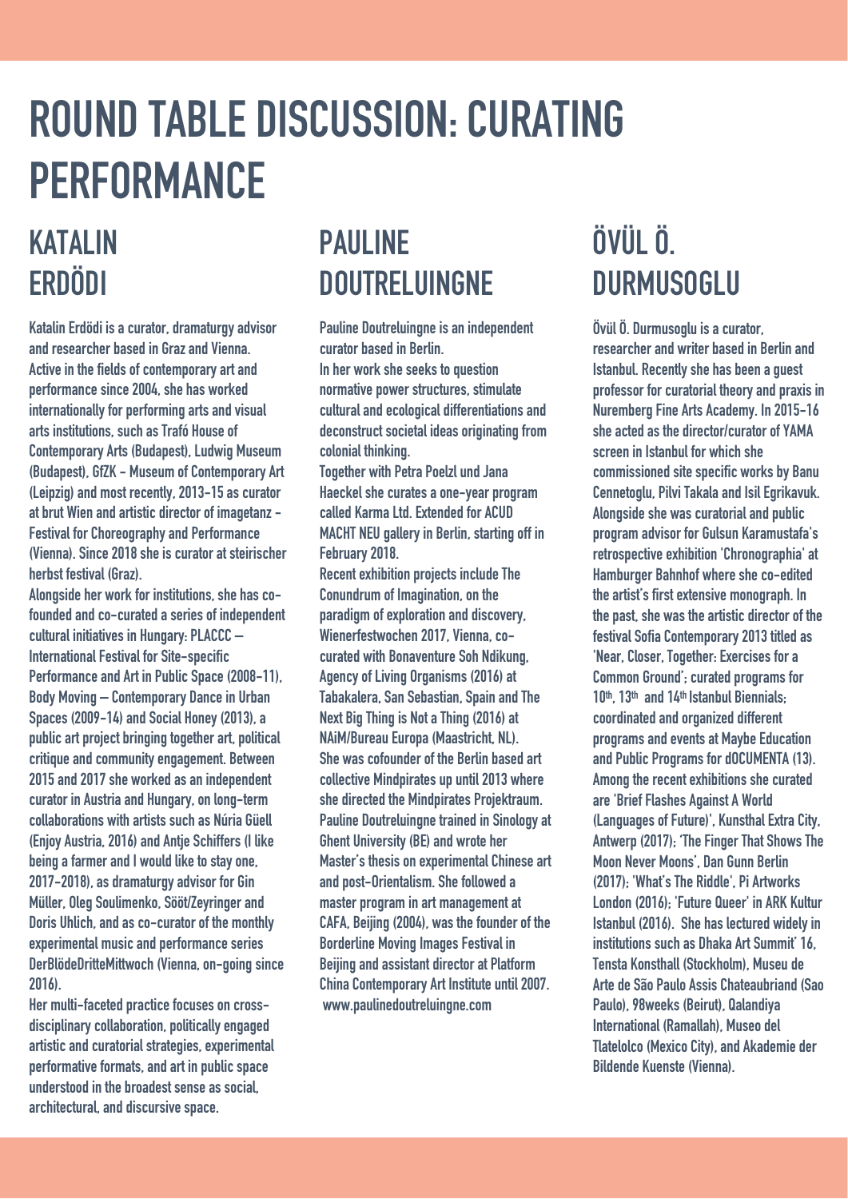# ROUND TABLE DISCUSSION: CURATING PERFORMANCE

## KATALIN ERDÖDI

Katalin Erdödi is a curator, dramaturgy advisor and researcher based in Graz and Vienna. Active in the fields of contemporary art and performance since 2004, she has worked internationally for performing arts and visual arts institutions, such as Trafó House of Contemporary Arts (Budapest), Ludwig Museum (Budapest), GfZK - Museum of Contemporary Art (Leipzig) and most recently, 2013-15 as curator at brut Wien and artistic director of imagetanz - Festival for Choreography and Performance (Vienna). Since 2018 she is curator at steirischer herbst festival (Graz).

Alongside her work for institutions, she has co-founded and co-curated a series of independent cultural initiatives in Hungary: PLACCC – International Festival for Site-specific Performance and Art in Public Space (2008-11), Body Moving – Contemporary Dance in Urban Spaces (2009-14) and Social Honey (2013), a public art project bringing together art, political critique and community engagement. Between 2015 and 2017 she worked as an independent curator in Austria and Hungary, on long-term collaborations with artists such as Núria Güell (Enjoy Austria, 2016) and Antje Schiffers (I like being a farmer and I would like to stay one, 2017-2018), as dramaturgy advisor for Gin Müller, Oleg Soulimenko, Sööt/Zeyringer and Doris Uhlich, and as co-curator of the monthly experimental music and performance series DerBlödeDritteMittwoch (Vienna, on-going since 2016).

Her multi-faceted practice focuses on cross-disciplinary collaboration, politically engaged artistic and curatorial strategies, experimental performative formats, and art in public space understood in the broadest sense as social, architectural, and discursive space.

## PAULINE DOUTRELUINGNE

Pauline Doutreluingne is an independent curator based in Berlin.

In her work she seeks to question normative power structures, stimulate cultural and ecological differentiations and deconstruct societal ideas originating from colonial thinking.

Together with Petra Poelzl und Jana Haeckel she curates a one-year program called Karma Ltd. Extended for ACUD MACHT NEU gallery in Berlin, starting off in February 2018.

Recent exhibition projects include The Conundrum of Imagination, on the paradigm of exploration and discovery, Wienerfestwochen 2017, Vienna, co-curated with Bonaventure Soh Ndikung, Agency of Living Organisms (2016) at Tabakalera, San Sebastian, Spain and The Next Big Thing is Not a Thing (2016) at NAiM/Bureau Europa (Maastricht, NL).

She was cofounder of the Berlin based art collective Mindpirates up until 2013 where she directed the Mindpirates Projektraum.

Pauline Doutreluingne trained in Sinology at Ghent University (BE) and wrote her Master's thesis on experimental Chinese art and post-Orientalism. She followed a master program in art management at CAFA, Beijing (2004), was the founder of the Borderline Moving Images Festival in Beijing and assistant director at Platform China Contemporary Art Institute until 2007.

www.paulinedoutreluingne.com

## ÖVÜL Ö. DURMUSOGLU

Övül Ö. Durmusoglu is a curator, researcher and writer based in Berlin and Istanbul. Recently she has been a guest professor for curatorial theory and praxis in Nuremberg Fine Arts Academy. In 2015-16 she acted as the director/curator of YAMA screen in Istanbul for which she commissioned site specific works by Banu Cennetoglu, Pilvi Takala and Isil Egrikavuk. Alongside she was curatorial and public program advisor for Gulsun Karamustafa's retrospective exhibition 'Chronographia' at Hamburger Bahnhof where she co-edited the artist's first extensive monograph. In the past, she was the artistic director of the festival Sofia Contemporary 2013 titled as 'Near, Closer, Together: Exercises for a Common Ground'; curated programs for 10th, 13th and 14th Istanbul Biennials; coordinated and organized different programs and events at Maybe Education and Public Programs for dOCUMENTA (13). Among the recent exhibitions she curated are 'Brief Flashes Against A World (Languages of Future)', Kunsthal Extra City, Antwerp (2017); 'The Finger That Shows The Moon Never Moons', Dan Gunn Berlin (2017); 'What's The Riddle', Pi Artworks London (2016); 'Future Queer' in ARK Kultur Istanbul (2016). She has lectured widely in institutions such as Dhaka Art Summit' 16, Tensta Konsthall (Stockholm), Museu de Arte de São Paulo Assis Chateaubriand (Sao Paulo), 98weeks (Beirut), Qalandiya International (Ramallah), Museo del Tlatelolco (Mexico City), and Akademie der Bildende Kuenste (Vienna).